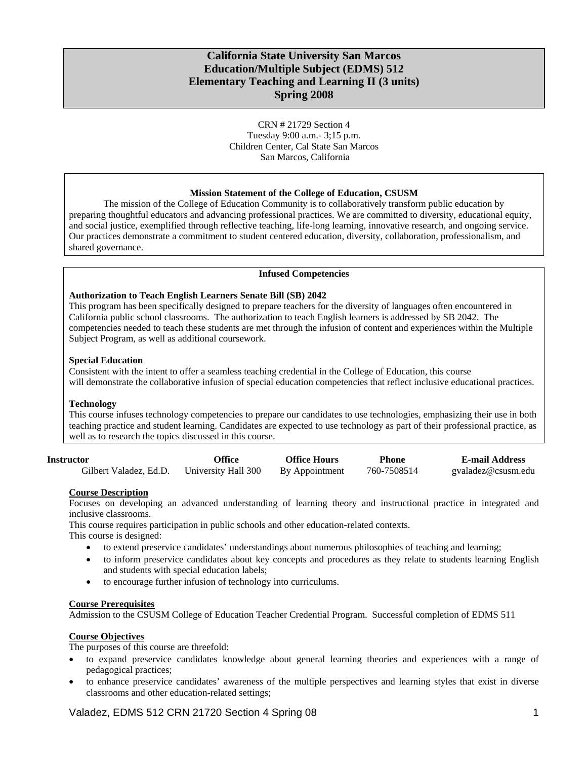# California State University San Marcos
# Education/Multiple Subject (EDMS) 512
# Elementary Teaching and Learning II (3 units)
# Spring 2008

CRN # 21729 Section 4
Tuesday 9:00 a.m.- 3;15 p.m.
Children Center, Cal State San Marcos
San Marcos, California

**Mission Statement of the College of Education, CSUSM**

The mission of the College of Education Community is to collaboratively transform public education by preparing thoughtful educators and advancing professional practices. We are committed to diversity, educational equity, and social justice, exemplified through reflective teaching, life-long learning, innovative research, and ongoing service. Our practices demonstrate a commitment to student centered education, diversity, collaboration, professionalism, and shared governance.

**Infused Competencies**

**Authorization to Teach English Learners Senate Bill (SB) 2042**

This program has been specifically designed to prepare teachers for the diversity of languages often encountered in California public school classrooms. The authorization to teach English learners is addressed by SB 2042. The competencies needed to teach these students are met through the infusion of content and experiences within the Multiple Subject Program, as well as additional coursework.

**Special Education**

Consistent with the intent to offer a seamless teaching credential in the College of Education, this course will demonstrate the collaborative infusion of special education competencies that reflect inclusive educational practices.

**Technology**

This course infuses technology competencies to prepare our candidates to use technologies, emphasizing their use in both teaching practice and student learning. Candidates are expected to use technology as part of their professional practice, as well as to research the topics discussed in this course.

| Instructor | Office | Office Hours | Phone | E-mail Address |
|---|---|---|---|---|
| Gilbert Valadez, Ed.D. | University Hall 300 | By Appointment | 760-7508514 | gvaladez@csusm.edu |

**Course Description**

Focuses on developing an advanced understanding of learning theory and instructional practice in integrated and inclusive classrooms.

This course requires participation in public schools and other education-related contexts.

This course is designed:

- to extend preservice candidates' understandings about numerous philosophies of teaching and learning;
- to inform preservice candidates about key concepts and procedures as they relate to students learning English and students with special education labels;
- to encourage further infusion of technology into curriculums.

**Course Prerequisites**

Admission to the CSUSM College of Education Teacher Credential Program. Successful completion of EDMS 511

**Course Objectives**

The purposes of this course are threefold:

- to expand preservice candidates knowledge about general learning theories and experiences with a range of pedagogical practices;
- to enhance preservice candidates' awareness of the multiple perspectives and learning styles that exist in diverse classrooms and other education-related settings;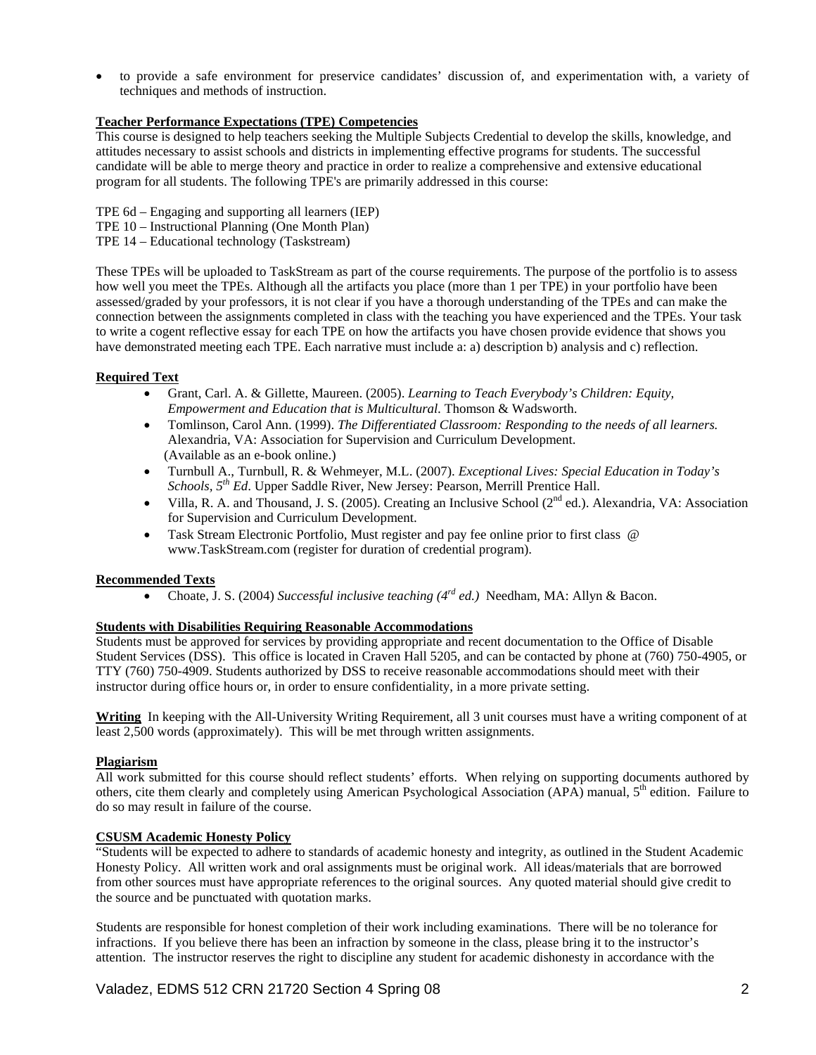- to provide a safe environment for preservice candidates' discussion of, and experimentation with, a variety of techniques and methods of instruction.

**Teacher Performance Expectations (TPE) Competencies**

This course is designed to help teachers seeking the Multiple Subjects Credential to develop the skills, knowledge, and attitudes necessary to assist schools and districts in implementing effective programs for students. The successful candidate will be able to merge theory and practice in order to realize a comprehensive and extensive educational program for all students. The following TPE's are primarily addressed in this course:

TPE 6d – Engaging and supporting all learners (IEP)
TPE 10 – Instructional Planning (One Month Plan)
TPE 14 – Educational technology (Taskstream)

These TPEs will be uploaded to TaskStream as part of the course requirements. The purpose of the portfolio is to assess how well you meet the TPEs. Although all the artifacts you place (more than 1 per TPE) in your portfolio have been assessed/graded by your professors, it is not clear if you have a thorough understanding of the TPEs and can make the connection between the assignments completed in class with the teaching you have experienced and the TPEs. Your task to write a cogent reflective essay for each TPE on how the artifacts you have chosen provide evidence that shows you have demonstrated meeting each TPE. Each narrative must include a: a) description b) analysis and c) reflection.

**Required Text**

- Grant, Carl. A. & Gillette, Maureen. (2005). *Learning to Teach Everybody's Children: Equity, Empowerment and Education that is Multicultural.* Thomson & Wadsworth.
- Tomlinson, Carol Ann. (1999). *The Differentiated Classroom: Responding to the needs of all learners.* Alexandria, VA: Association for Supervision and Curriculum Development. (Available as an e-book online.)
- Turnbull A., Turnbull, R. & Wehmeyer, M.L. (2007). *Exceptional Lives: Special Education in Today's Schools, 5th Ed*. Upper Saddle River, New Jersey: Pearson, Merrill Prentice Hall.
- Villa, R. A. and Thousand, J. S. (2005). Creating an Inclusive School (2nd ed.). Alexandria, VA: Association for Supervision and Curriculum Development.
- Task Stream Electronic Portfolio, Must register and pay fee online prior to first class @ www.TaskStream.com (register for duration of credential program).

**Recommended Texts**

- Choate, J. S. (2004) *Successful inclusive teaching (4rd ed.)* Needham, MA: Allyn & Bacon.

**Students with Disabilities Requiring Reasonable Accommodations**

Students must be approved for services by providing appropriate and recent documentation to the Office of Disable Student Services (DSS). This office is located in Craven Hall 5205, and can be contacted by phone at (760) 750-4905, or TTY (760) 750-4909. Students authorized by DSS to receive reasonable accommodations should meet with their instructor during office hours or, in order to ensure confidentiality, in a more private setting.

**Writing** In keeping with the All-University Writing Requirement, all 3 unit courses must have a writing component of at least 2,500 words (approximately). This will be met through written assignments.

**Plagiarism**

All work submitted for this course should reflect students' efforts. When relying on supporting documents authored by others, cite them clearly and completely using American Psychological Association (APA) manual, 5th edition. Failure to do so may result in failure of the course.

**CSUSM Academic Honesty Policy**

"Students will be expected to adhere to standards of academic honesty and integrity, as outlined in the Student Academic Honesty Policy. All written work and oral assignments must be original work. All ideas/materials that are borrowed from other sources must have appropriate references to the original sources. Any quoted material should give credit to the source and be punctuated with quotation marks.

Students are responsible for honest completion of their work including examinations. There will be no tolerance for infractions. If you believe there has been an infraction by someone in the class, please bring it to the instructor's attention. The instructor reserves the right to discipline any student for academic dishonesty in accordance with the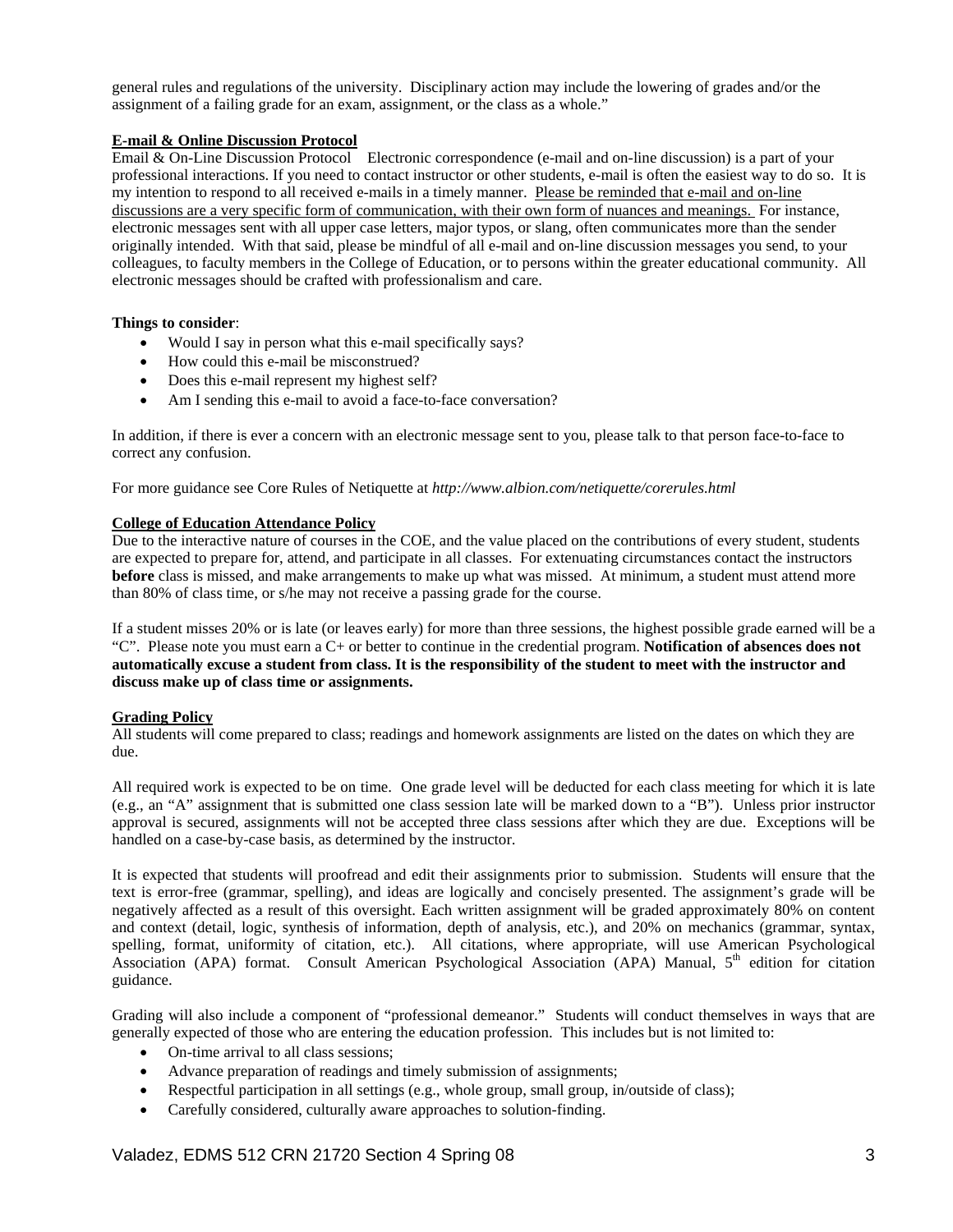general rules and regulations of the university. Disciplinary action may include the lowering of grades and/or the assignment of a failing grade for an exam, assignment, or the class as a whole."

**E-mail & Online Discussion Protocol**

Email & On-Line Discussion Protocol Electronic correspondence (e-mail and on-line discussion) is a part of your professional interactions. If you need to contact instructor or other students, e-mail is often the easiest way to do so. It is my intention to respond to all received e-mails in a timely manner. Please be reminded that e-mail and on-line discussions are a very specific form of communication, with their own form of nuances and meanings. For instance, electronic messages sent with all upper case letters, major typos, or slang, often communicates more than the sender originally intended. With that said, please be mindful of all e-mail and on-line discussion messages you send, to your colleagues, to faculty members in the College of Education, or to persons within the greater educational community. All electronic messages should be crafted with professionalism and care.

**Things to consider**:

- Would I say in person what this e-mail specifically says?
- How could this e-mail be misconstrued?
- Does this e-mail represent my highest self?
- Am I sending this e-mail to avoid a face-to-face conversation?

In addition, if there is ever a concern with an electronic message sent to you, please talk to that person face-to-face to correct any confusion.

For more guidance see Core Rules of Netiquette at *http://www.albion.com/netiquette/corerules.html*

**College of Education Attendance Policy**

Due to the interactive nature of courses in the COE, and the value placed on the contributions of every student, students are expected to prepare for, attend, and participate in all classes. For extenuating circumstances contact the instructors **before** class is missed, and make arrangements to make up what was missed. At minimum, a student must attend more than 80% of class time, or s/he may not receive a passing grade for the course.

If a student misses 20% or is late (or leaves early) for more than three sessions, the highest possible grade earned will be a "C". Please note you must earn a C+ or better to continue in the credential program. **Notification of absences does not automatically excuse a student from class. It is the responsibility of the student to meet with the instructor and discuss make up of class time or assignments.**

**Grading Policy**

All students will come prepared to class; readings and homework assignments are listed on the dates on which they are due.

All required work is expected to be on time. One grade level will be deducted for each class meeting for which it is late (e.g., an "A" assignment that is submitted one class session late will be marked down to a "B"). Unless prior instructor approval is secured, assignments will not be accepted three class sessions after which they are due. Exceptions will be handled on a case-by-case basis, as determined by the instructor.

It is expected that students will proofread and edit their assignments prior to submission. Students will ensure that the text is error-free (grammar, spelling), and ideas are logically and concisely presented. The assignment's grade will be negatively affected as a result of this oversight. Each written assignment will be graded approximately 80% on content and context (detail, logic, synthesis of information, depth of analysis, etc.), and 20% on mechanics (grammar, syntax, spelling, format, uniformity of citation, etc.). All citations, where appropriate, will use American Psychological Association (APA) format. Consult American Psychological Association (APA) Manual, 5th edition for citation guidance.

Grading will also include a component of "professional demeanor." Students will conduct themselves in ways that are generally expected of those who are entering the education profession. This includes but is not limited to:

- On-time arrival to all class sessions;
- Advance preparation of readings and timely submission of assignments;
- Respectful participation in all settings (e.g., whole group, small group, in/outside of class);
- Carefully considered, culturally aware approaches to solution-finding.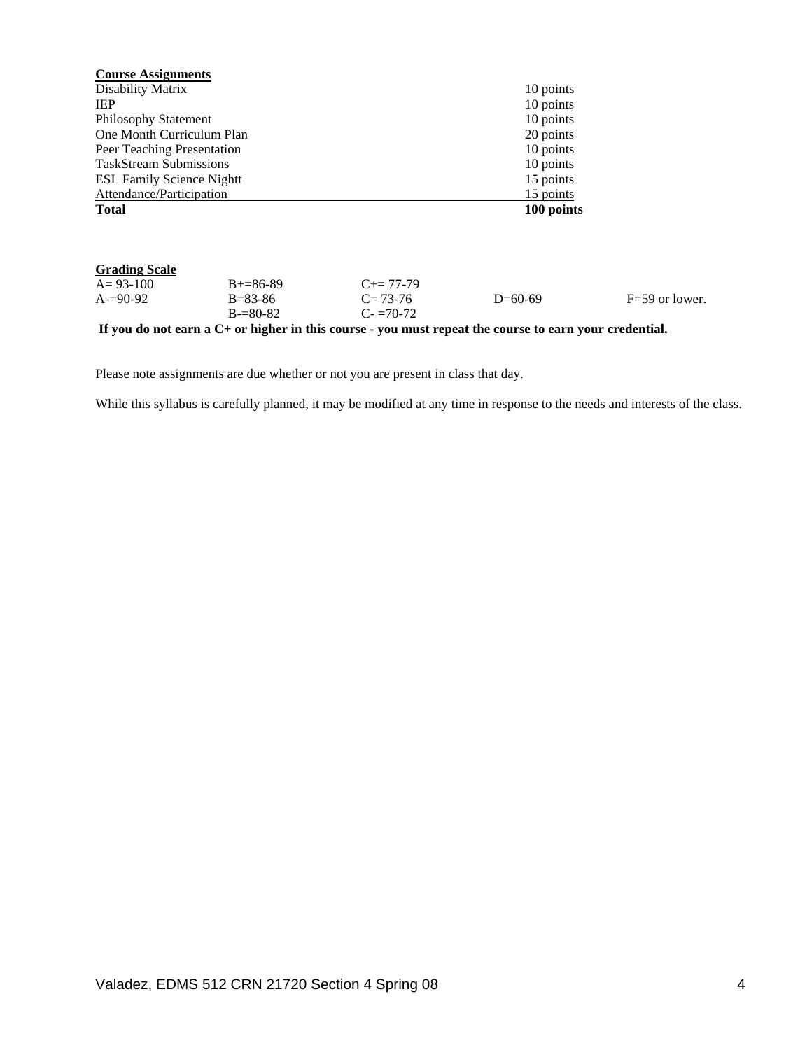**Course Assignments**

| | |
|---|---|
| Disability Matrix | 10 points |
| IEP | 10 points |
| Philosophy Statement | 10 points |
| One Month Curriculum Plan | 20 points |
| Peer Teaching Presentation | 10 points |
| TaskStream Submissions | 10 points |
| ESL Family Science Nightt | 15 points |
| Attendance/Participation | 15 points |
| **Total** | **100 points** |

**Grading Scale**

| | | | | |
|---|---|---|---|---|
| A= 93-100 | B+=86-89 | C+= 77-79 | | |
| A-=90-92 | B=83-86 | C= 73-76 | D=60-69 | F=59 or lower. |
| | B-=80-82 | C- =70-72 | | |

**If you do not earn a C+ or higher in this course - you must repeat the course to earn your credential.**

Please note assignments are due whether or not you are present in class that day.

While this syllabus is carefully planned, it may be modified at any time in response to the needs and interests of the class.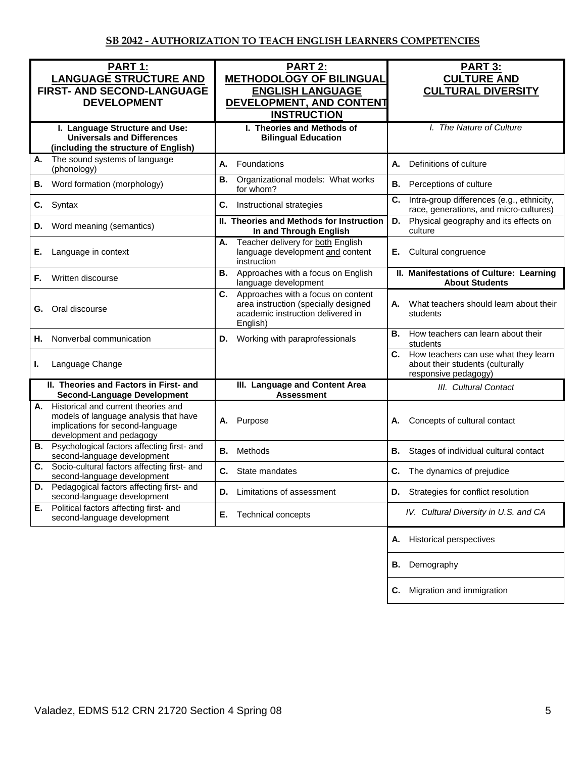## SB 2042 - AUTHORIZATION TO TEACH ENGLISH LEARNERS COMPETENCIES

| **PART 1: LANGUAGE STRUCTURE AND FIRST- AND SECOND-LANGUAGE DEVELOPMENT** | **PART 2: METHODOLOGY OF BILINGUAL ENGLISH LANGUAGE DEVELOPMENT, AND CONTENT INSTRUCTION** | **PART 3: CULTURE AND CULTURAL DIVERSITY** |
|---|---|---|
| **I. Language Structure and Use: Universals and Differences (including the structure of English)** | **I. Theories and Methods of Bilingual Education** | *I. The Nature of Culture* |
| **A.** The sound systems of language (phonology) | **A.** Foundations | **A.** Definitions of culture |
| **B.** Word formation (morphology) | **B.** Organizational models: What works for whom? | **B.** Perceptions of culture |
| **C.** Syntax | **C.** Instructional strategies | **C.** Intra-group differences (e.g., ethnicity, race, generations, and micro-cultures) |
| **D.** Word meaning (semantics) | **II. Theories and Methods for Instruction In and Through English** | **D.** Physical geography and its effects on culture |
| **E.** Language in context | **A.** Teacher delivery for both English language development and content instruction | **E.** Cultural congruence |
| **F.** Written discourse | **B.** Approaches with a focus on English language development | **II. Manifestations of Culture: Learning About Students** |
| **G.** Oral discourse | **C.** Approaches with a focus on content area instruction (specially designed academic instruction delivered in English) | **A.** What teachers should learn about their students |
| **H.** Nonverbal communication | **D.** Working with paraprofessionals | **B.** How teachers can learn about their students |
| **I.** Language Change | | **C.** How teachers can use what they learn about their students (culturally responsive pedagogy) |
| **II. Theories and Factors in First- and Second-Language Development** | **III. Language and Content Area Assessment** | *III. Cultural Contact* |
| **A.** Historical and current theories and models of language analysis that have implications for second-language development and pedagogy | **A.** Purpose | **A.** Concepts of cultural contact |
| **B.** Psychological factors affecting first- and second-language development | **B.** Methods | **B.** Stages of individual cultural contact |
| **C.** Socio-cultural factors affecting first- and second-language development | **C.** State mandates | **C.** The dynamics of prejudice |
| **D.** Pedagogical factors affecting first- and second-language development | **D.** Limitations of assessment | **D.** Strategies for conflict resolution |
| **E.** Political factors affecting first- and second-language development | **E.** Technical concepts | *IV. Cultural Diversity in U.S. and CA* |
| | | **A.** Historical perspectives |
| | | **B.** Demography |
| | | **C.** Migration and immigration |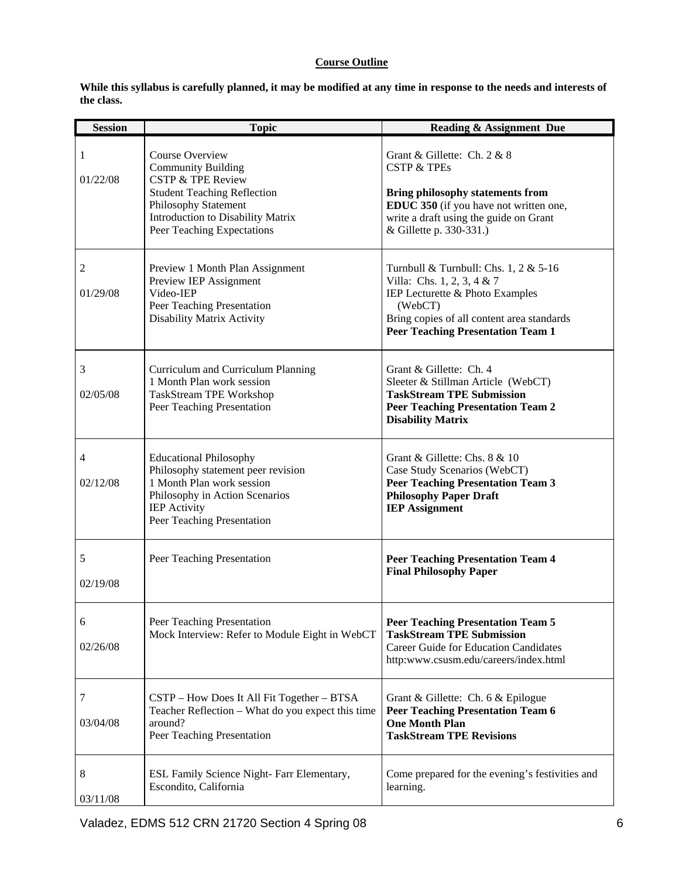## Course Outline

**While this syllabus is carefully planned, it may be modified at any time in response to the needs and interests of the class.**

| Session | Topic | Reading & Assignment Due |
|---|---|---|
| 1<br><br>01/22/08 | Course Overview<br>Community Building<br>CSTP & TPE Review<br>Student Teaching Reflection<br>Philosophy Statement<br>Introduction to Disability Matrix<br>Peer Teaching Expectations | Grant & Gillette: Ch. 2 & 8<br>CSTP & TPEs<br><br>**Bring philosophy statements from EDUC 350** (if you have not written one, write a draft using the guide on Grant & Gillette p. 330-331.) |
| 2<br><br>01/29/08 | Preview 1 Month Plan Assignment<br>Preview IEP Assignment<br>Video-IEP<br>Peer Teaching Presentation<br>Disability Matrix Activity | Turnbull & Turnbull: Chs. 1, 2 & 5-16<br>Villa: Chs. 1, 2, 3, 4 & 7<br>IEP Lecturette & Photo Examples (WebCT)<br>Bring copies of all content area standards<br>**Peer Teaching Presentation Team 1** |
| 3<br><br>02/05/08 | Curriculum and Curriculum Planning<br>1 Month Plan work session<br>TaskStream TPE Workshop<br>Peer Teaching Presentation | Grant & Gillette: Ch. 4<br>Sleeter & Stillman Article (WebCT)<br>**TaskStream TPE Submission**<br>**Peer Teaching Presentation Team 2**<br>**Disability Matrix** |
| 4<br><br>02/12/08 | Educational Philosophy<br>Philosophy statement peer revision<br>1 Month Plan work session<br>Philosophy in Action Scenarios<br>IEP Activity<br>Peer Teaching Presentation | Grant & Gillette: Chs. 8 & 10<br>Case Study Scenarios (WebCT)<br>**Peer Teaching Presentation Team 3**<br>**Philosophy Paper Draft**<br>**IEP Assignment** |
| 5<br><br>02/19/08 | Peer Teaching Presentation | **Peer Teaching Presentation Team 4**<br>**Final Philosophy Paper** |
| 6<br><br>02/26/08 | Peer Teaching Presentation<br>Mock Interview: Refer to Module Eight in WebCT | **Peer Teaching Presentation Team 5**<br>**TaskStream TPE Submission**<br>Career Guide for Education Candidates<br>http:www.csusm.edu/careers/index.html |
| 7<br><br>03/04/08 | CSTP – How Does It All Fit Together – BTSA<br>Teacher Reflection – What do you expect this time around?<br>Peer Teaching Presentation | Grant & Gillette: Ch. 6 & Epilogue<br>**Peer Teaching Presentation Team 6**<br>**One Month Plan**<br>**TaskStream TPE Revisions** |
| 8<br><br>03/11/08 | ESL Family Science Night- Farr Elementary, Escondito, California | Come prepared for the evening's festivities and learning. |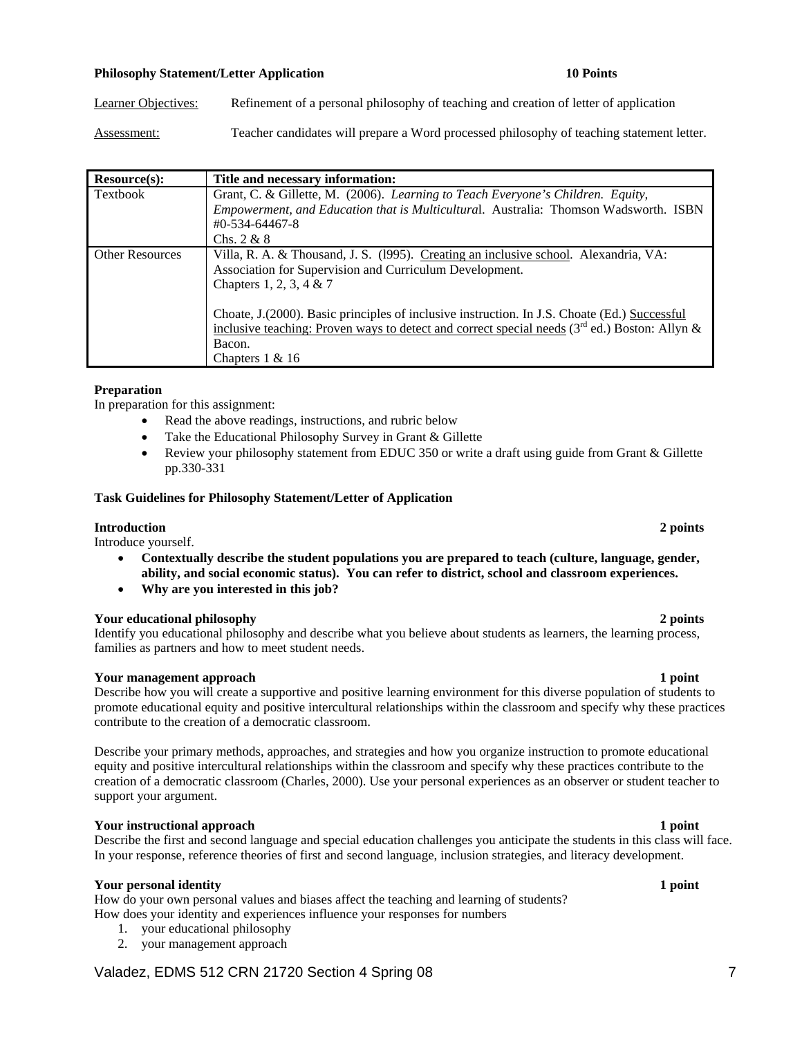**Philosophy Statement/Letter Application** **10 Points**

Learner Objectives: Refinement of a personal philosophy of teaching and creation of letter of application

Assessment: Teacher candidates will prepare a Word processed philosophy of teaching statement letter.

| Resource(s): | Title and necessary information: |
| --- | --- |
| Textbook | Grant, C. & Gillette, M. (2006). *Learning to Teach Everyone's Children. Equity, Empowerment, and Education that is Multicultural*. Australia: Thomson Wadsworth. ISBN #0-534-64467-8<br>Chs. 2 & 8 |
| Other Resources | Villa, R. A. & Thousand, J. S. (l995). Creating an inclusive school. Alexandria, VA: Association for Supervision and Curriculum Development.<br>Chapters 1, 2, 3, 4 & 7<br><br>Choate, J.(2000). Basic principles of inclusive instruction. In J.S. Choate (Ed.) Successful inclusive teaching: Proven ways to detect and correct special needs (3rd ed.) Boston: Allyn & Bacon.<br>Chapters 1 & 16 |

**Preparation**

In preparation for this assignment:

- Read the above readings, instructions, and rubric below
- Take the Educational Philosophy Survey in Grant & Gillette
- Review your philosophy statement from EDUC 350 or write a draft using guide from Grant & Gillette pp.330-331

**Task Guidelines for Philosophy Statement/Letter of Application**

**Introduction** **2 points**

Introduce yourself.

- **Contextually describe the student populations you are prepared to teach (culture, language, gender, ability, and social economic status). You can refer to district, school and classroom experiences.**
- **Why are you interested in this job?**

**Your educational philosophy** **2 points**

Identify you educational philosophy and describe what you believe about students as learners, the learning process, families as partners and how to meet student needs.

**Your management approach** **1 point**

Describe how you will create a supportive and positive learning environment for this diverse population of students to promote educational equity and positive intercultural relationships within the classroom and specify why these practices contribute to the creation of a democratic classroom.

Describe your primary methods, approaches, and strategies and how you organize instruction to promote educational equity and positive intercultural relationships within the classroom and specify why these practices contribute to the creation of a democratic classroom (Charles, 2000). Use your personal experiences as an observer or student teacher to support your argument.

**Your instructional approach** **1 point**

Describe the first and second language and special education challenges you anticipate the students in this class will face. In your response, reference theories of first and second language, inclusion strategies, and literacy development.

**Your personal identity** **1 point**

How do your own personal values and biases affect the teaching and learning of students?
How does your identity and experiences influence your responses for numbers

1. your educational philosophy
2. your management approach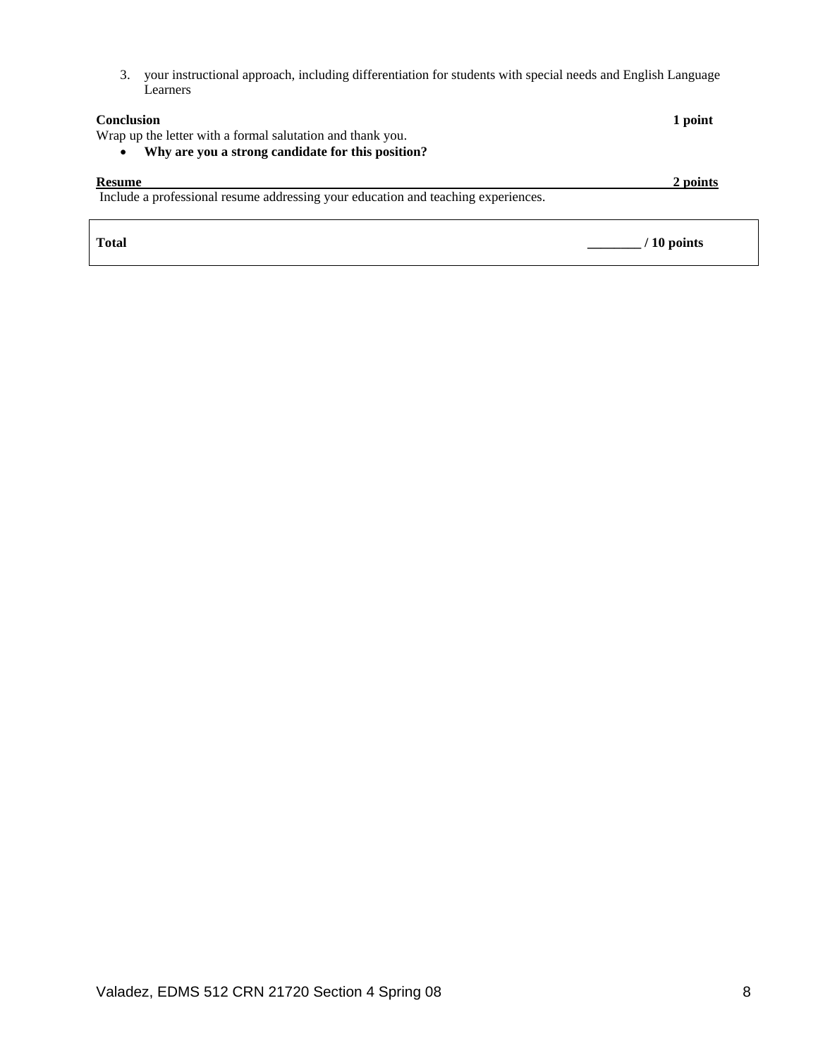3. your instructional approach, including differentiation for students with special needs and English Language Learners

**Conclusion** **1 point**

Wrap up the letter with a formal salutation and thank you.

- **Why are you a strong candidate for this position?**

**Resume** **2 points**

Include a professional resume addressing your education and teaching experiences.

| **Total** | **________ / 10 points** |
|---|---|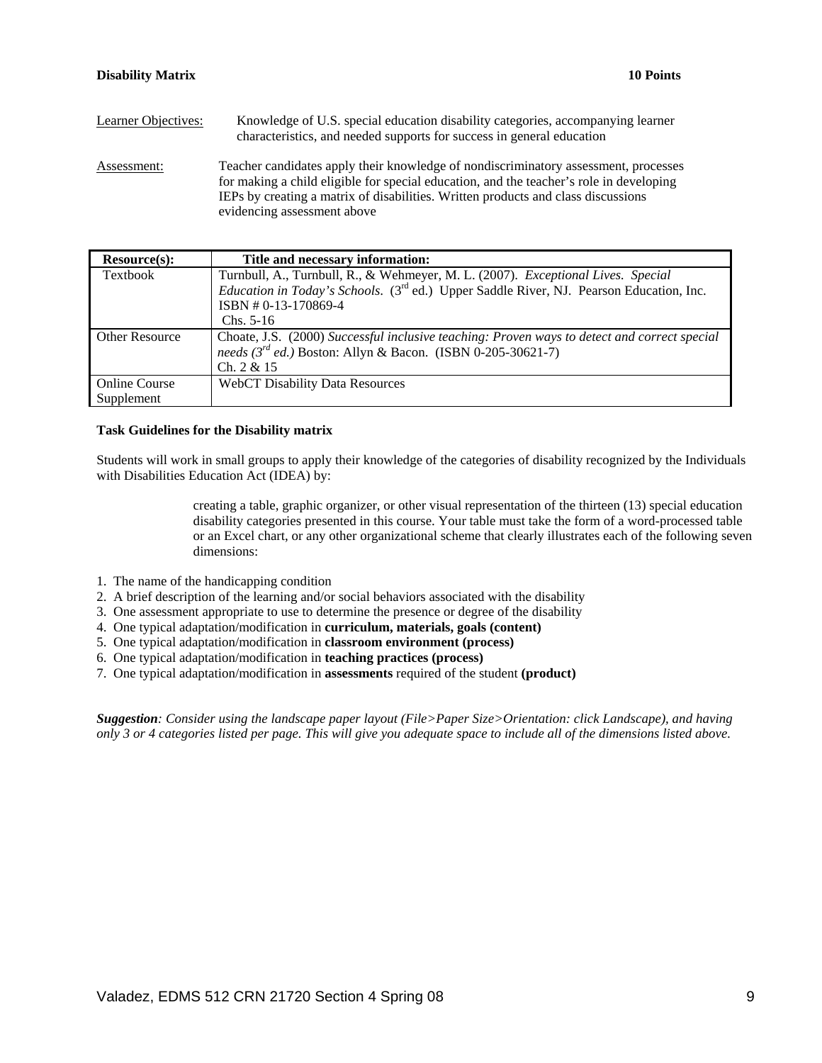**Disability Matrix** **10 Points**

Learner Objectives: Knowledge of U.S. special education disability categories, accompanying learner characteristics, and needed supports for success in general education

Assessment: Teacher candidates apply their knowledge of nondiscriminatory assessment, processes for making a child eligible for special education, and the teacher's role in developing IEPs by creating a matrix of disabilities. Written products and class discussions evidencing assessment above

| Resource(s): | Title and necessary information: |
|---|---|
| Textbook | Turnbull, A., Turnbull, R., & Wehmeyer, M. L. (2007). *Exceptional Lives. Special Education in Today's Schools.* (3rd ed.) Upper Saddle River, NJ. Pearson Education, Inc. ISBN # 0-13-170869-4 Chs. 5-16 |
| Other Resource | Choate, J.S. (2000) *Successful inclusive teaching: Proven ways to detect and correct special needs (3rd ed.)* Boston: Allyn & Bacon. (ISBN 0-205-30621-7) Ch. 2 & 15 |
| Online Course Supplement | WebCT Disability Data Resources |

**Task Guidelines for the Disability matrix**

Students will work in small groups to apply their knowledge of the categories of disability recognized by the Individuals with Disabilities Education Act (IDEA) by:

> creating a table, graphic organizer, or other visual representation of the thirteen (13) special education disability categories presented in this course. Your table must take the form of a word-processed table or an Excel chart, or any other organizational scheme that clearly illustrates each of the following seven dimensions:

1. The name of the handicapping condition
2. A brief description of the learning and/or social behaviors associated with the disability
3. One assessment appropriate to use to determine the presence or degree of the disability
4. One typical adaptation/modification in **curriculum, materials, goals (content)**
5. One typical adaptation/modification in **classroom environment (process)**
6. One typical adaptation/modification in **teaching practices (process)**
7. One typical adaptation/modification in **assessments** required of the student **(product)**

***Suggestion****: Consider using the landscape paper layout (File>Paper Size>Orientation: click Landscape), and having only 3 or 4 categories listed per page. This will give you adequate space to include all of the dimensions listed above.*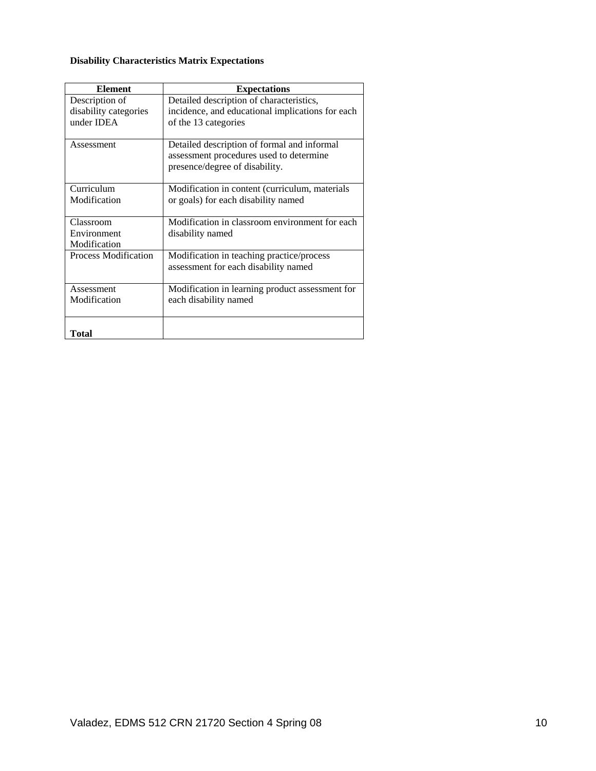**Disability Characteristics Matrix Expectations**

| Element | Expectations |
|---|---|
| Description of disability categories under IDEA | Detailed description of characteristics, incidence, and educational implications for each of the 13 categories |
| Assessment | Detailed description of formal and informal assessment procedures used to determine presence/degree of disability. |
| Curriculum Modification | Modification in content (curriculum, materials or goals) for each disability named |
| Classroom Environment Modification | Modification in classroom environment for each disability named |
| Process Modification | Modification in teaching practice/process assessment for each disability named |
| Assessment Modification | Modification in learning product assessment for each disability named |
| **Total** | |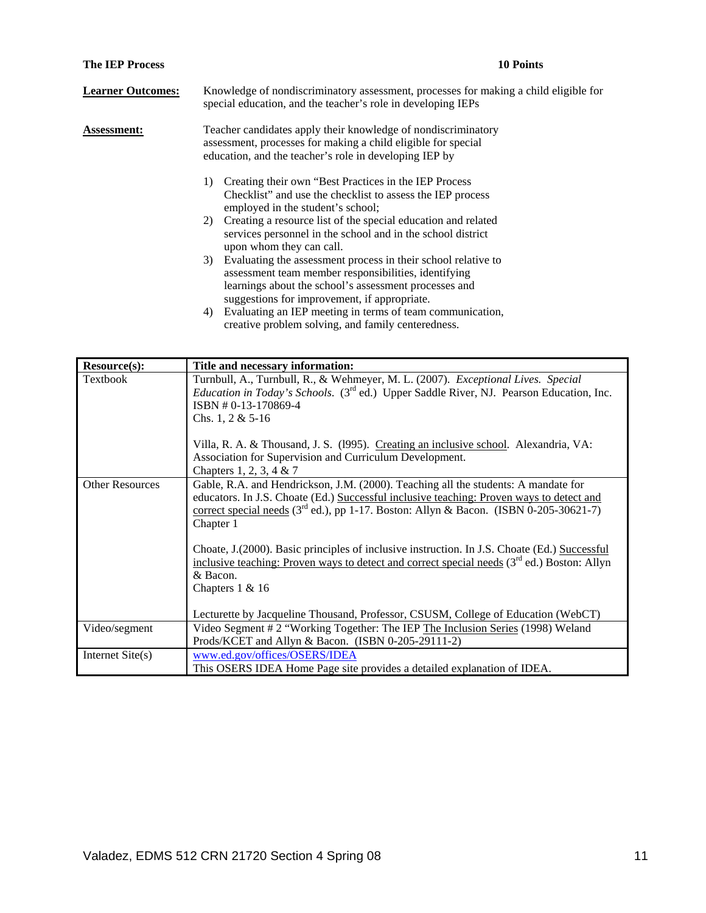**The IEP Process** **10 Points**

**Learner Outcomes:** Knowledge of nondiscriminatory assessment, processes for making a child eligible for special education, and the teacher's role in developing IEPs

**Assessment:** Teacher candidates apply their knowledge of nondiscriminatory assessment, processes for making a child eligible for special education, and the teacher's role in developing IEP by

1) Creating their own "Best Practices in the IEP Process Checklist" and use the checklist to assess the IEP process employed in the student's school;
2) Creating a resource list of the special education and related services personnel in the school and in the school district upon whom they can call.
3) Evaluating the assessment process in their school relative to assessment team member responsibilities, identifying learnings about the school's assessment processes and suggestions for improvement, if appropriate.
4) Evaluating an IEP meeting in terms of team communication, creative problem solving, and family centeredness.

| **Resource(s):** | **Title and necessary information:** |
| --- | --- |
| Textbook | Turnbull, A., Turnbull, R., & Wehmeyer, M. L. (2007). *Exceptional Lives. Special Education in Today's Schools.* (3rd ed.) Upper Saddle River, NJ. Pearson Education, Inc. ISBN # 0-13-170869-4<br>Chs. 1, 2 & 5-16<br><br>Villa, R. A. & Thousand, J. S. (l995). Creating an inclusive school. Alexandria, VA: Association for Supervision and Curriculum Development.<br>Chapters 1, 2, 3, 4 & 7 |
| Other Resources | Gable, R.A. and Hendrickson, J.M. (2000). Teaching all the students: A mandate for educators. In J.S. Choate (Ed.) Successful inclusive teaching: Proven ways to detect and correct special needs (3rd ed.), pp 1-17. Boston: Allyn & Bacon. (ISBN 0-205-30621-7)<br>Chapter 1<br><br>Choate, J.(2000). Basic principles of inclusive instruction. In J.S. Choate (Ed.) Successful inclusive teaching: Proven ways to detect and correct special needs (3rd ed.) Boston: Allyn & Bacon.<br>Chapters 1 & 16<br><br>Lecturette by Jacqueline Thousand, Professor, CSUSM, College of Education (WebCT) |
| Video/segment | Video Segment # 2 "Working Together: The IEP The Inclusion Series (1998) Weland Prods/KCET and Allyn & Bacon. (ISBN 0-205-29111-2) |
| Internet Site(s) | www.ed.gov/offices/OSERS/IDEA<br>This OSERS IDEA Home Page site provides a detailed explanation of IDEA. |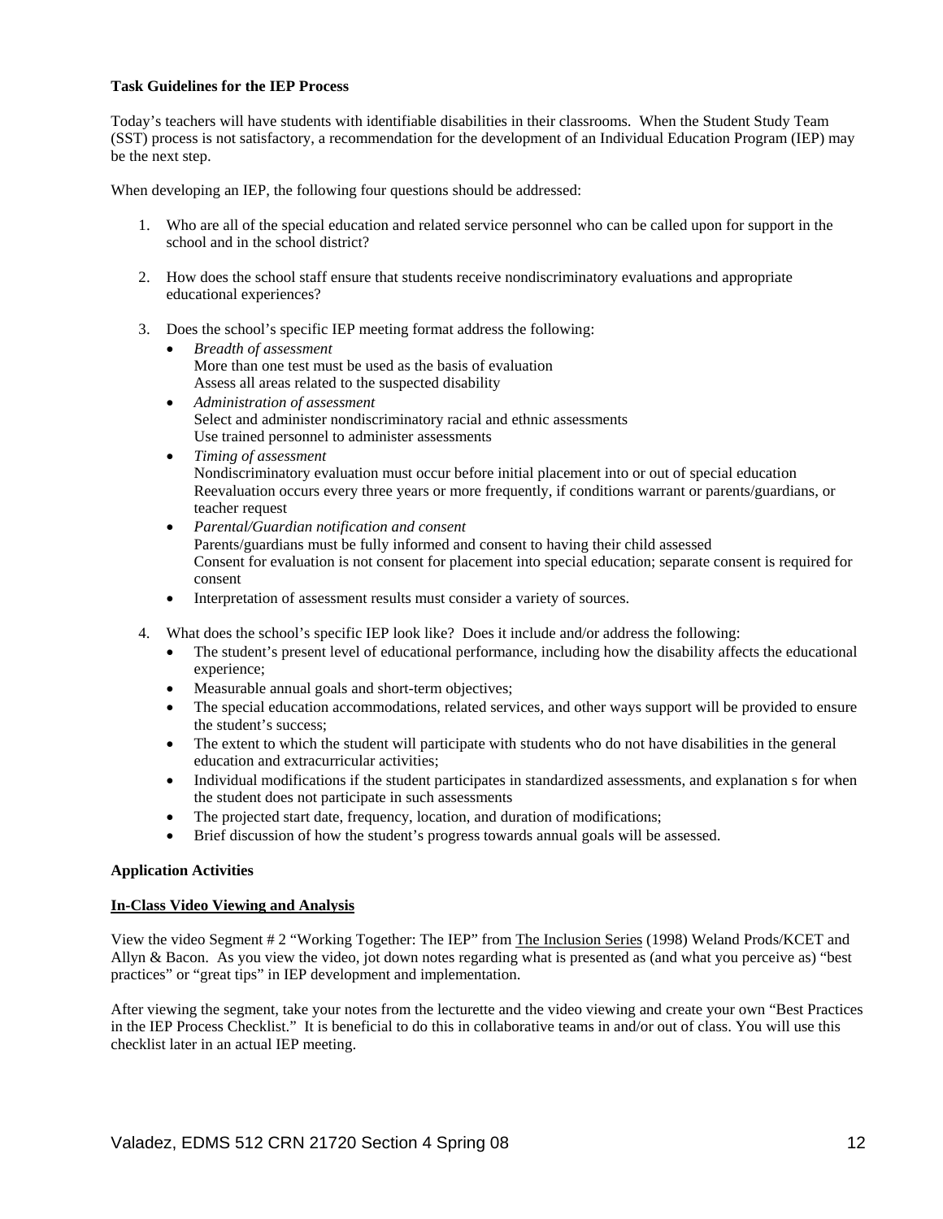**Task Guidelines for the IEP Process**

Today's teachers will have students with identifiable disabilities in their classrooms. When the Student Study Team (SST) process is not satisfactory, a recommendation for the development of an Individual Education Program (IEP) may be the next step.

When developing an IEP, the following four questions should be addressed:

1. Who are all of the special education and related service personnel who can be called upon for support in the school and in the school district?

2. How does the school staff ensure that students receive nondiscriminatory evaluations and appropriate educational experiences?

3. Does the school's specific IEP meeting format address the following:
   - *Breadth of assessment*
     More than one test must be used as the basis of evaluation
     Assess all areas related to the suspected disability
   - *Administration of assessment*
     Select and administer nondiscriminatory racial and ethnic assessments
     Use trained personnel to administer assessments
   - *Timing of assessment*
     Nondiscriminatory evaluation must occur before initial placement into or out of special education
     Reevaluation occurs every three years or more frequently, if conditions warrant or parents/guardians, or teacher request
   - *Parental/Guardian notification and consent*
     Parents/guardians must be fully informed and consent to having their child assessed
     Consent for evaluation is not consent for placement into special education; separate consent is required for consent
   - Interpretation of assessment results must consider a variety of sources.

4. What does the school's specific IEP look like? Does it include and/or address the following:
   - The student's present level of educational performance, including how the disability affects the educational experience;
   - Measurable annual goals and short-term objectives;
   - The special education accommodations, related services, and other ways support will be provided to ensure the student's success;
   - The extent to which the student will participate with students who do not have disabilities in the general education and extracurricular activities;
   - Individual modifications if the student participates in standardized assessments, and explanation s for when the student does not participate in such assessments
   - The projected start date, frequency, location, and duration of modifications;
   - Brief discussion of how the student's progress towards annual goals will be assessed.

**Application Activities**

**In-Class Video Viewing and Analysis**

View the video Segment # 2 "Working Together: The IEP" from The Inclusion Series (1998) Weland Prods/KCET and Allyn & Bacon. As you view the video, jot down notes regarding what is presented as (and what you perceive as) "best practices" or "great tips" in IEP development and implementation.

After viewing the segment, take your notes from the lecturette and the video viewing and create your own "Best Practices in the IEP Process Checklist." It is beneficial to do this in collaborative teams in and/or out of class. You will use this checklist later in an actual IEP meeting.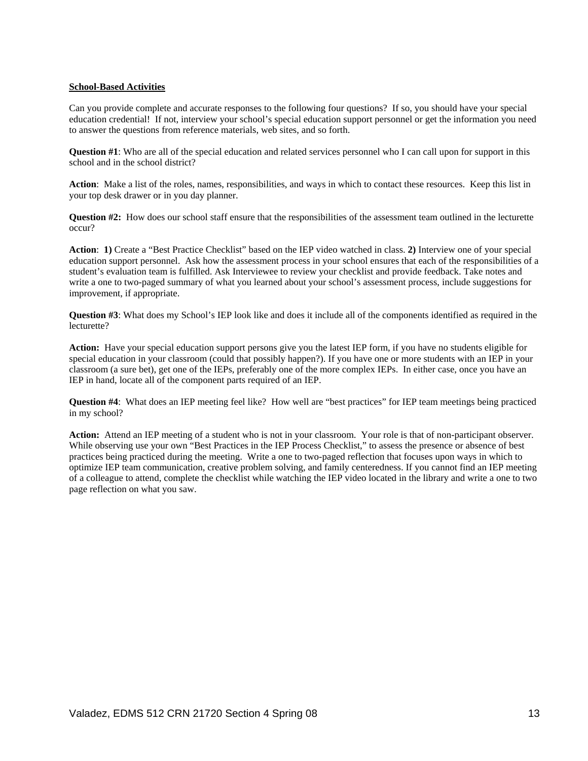**School-Based Activities**

Can you provide complete and accurate responses to the following four questions? If so, you should have your special education credential! If not, interview your school's special education support personnel or get the information you need to answer the questions from reference materials, web sites, and so forth.

**Question #1**: Who are all of the special education and related services personnel who I can call upon for support in this school and in the school district?

**Action**: Make a list of the roles, names, responsibilities, and ways in which to contact these resources. Keep this list in your top desk drawer or in you day planner.

**Question #2:** How does our school staff ensure that the responsibilities of the assessment team outlined in the lecturette occur?

**Action**: **1)** Create a "Best Practice Checklist" based on the IEP video watched in class. **2)** Interview one of your special education support personnel. Ask how the assessment process in your school ensures that each of the responsibilities of a student's evaluation team is fulfilled. Ask Interviewee to review your checklist and provide feedback. Take notes and write a one to two-paged summary of what you learned about your school's assessment process, include suggestions for improvement, if appropriate.

**Question #3**: What does my School's IEP look like and does it include all of the components identified as required in the lecturette?

**Action:** Have your special education support persons give you the latest IEP form, if you have no students eligible for special education in your classroom (could that possibly happen?). If you have one or more students with an IEP in your classroom (a sure bet), get one of the IEPs, preferably one of the more complex IEPs. In either case, once you have an IEP in hand, locate all of the component parts required of an IEP.

**Question #4**: What does an IEP meeting feel like? How well are "best practices" for IEP team meetings being practiced in my school?

**Action:** Attend an IEP meeting of a student who is not in your classroom. Your role is that of non-participant observer. While observing use your own "Best Practices in the IEP Process Checklist," to assess the presence or absence of best practices being practiced during the meeting. Write a one to two-paged reflection that focuses upon ways in which to optimize IEP team communication, creative problem solving, and family centeredness. If you cannot find an IEP meeting of a colleague to attend, complete the checklist while watching the IEP video located in the library and write a one to two page reflection on what you saw.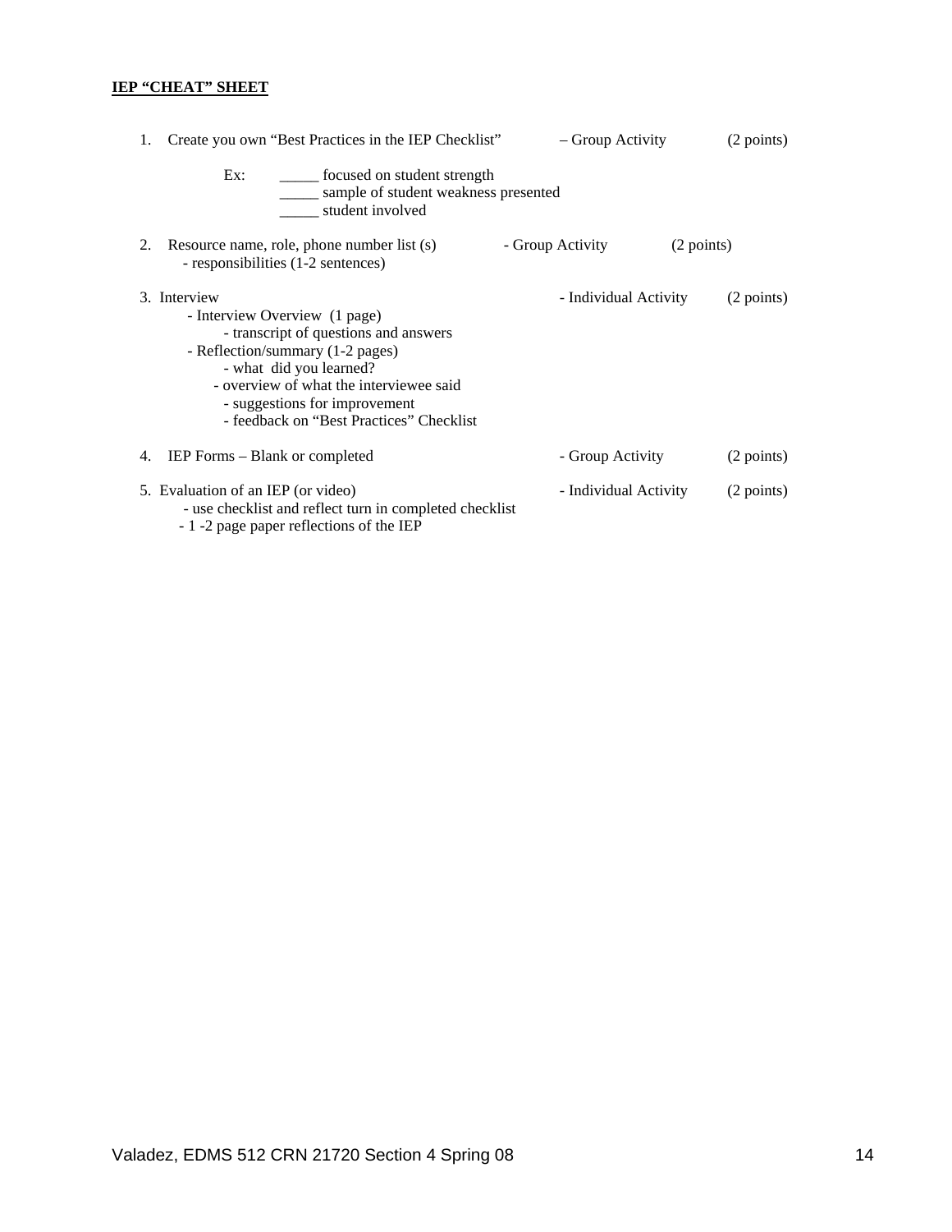**IEP "CHEAT" SHEET**

1. Create you own "Best Practices in the IEP Checklist" – Group Activity (2 points)

   Ex: _____ focused on student strength
   _____ sample of student weakness presented
   _____ student involved

2. Resource name, role, phone number list (s) - Group Activity (2 points)
   - responsibilities (1-2 sentences)

3. Interview - Individual Activity (2 points)
   - Interview Overview (1 page)
     - transcript of questions and answers
   - Reflection/summary (1-2 pages)
     - what did you learned?
     - overview of what the interviewee said
     - suggestions for improvement
     - feedback on "Best Practices" Checklist

4. IEP Forms – Blank or completed - Group Activity (2 points)

5. Evaluation of an IEP (or video) - Individual Activity (2 points)
   - use checklist and reflect turn in completed checklist
   - 1 -2 page paper reflections of the IEP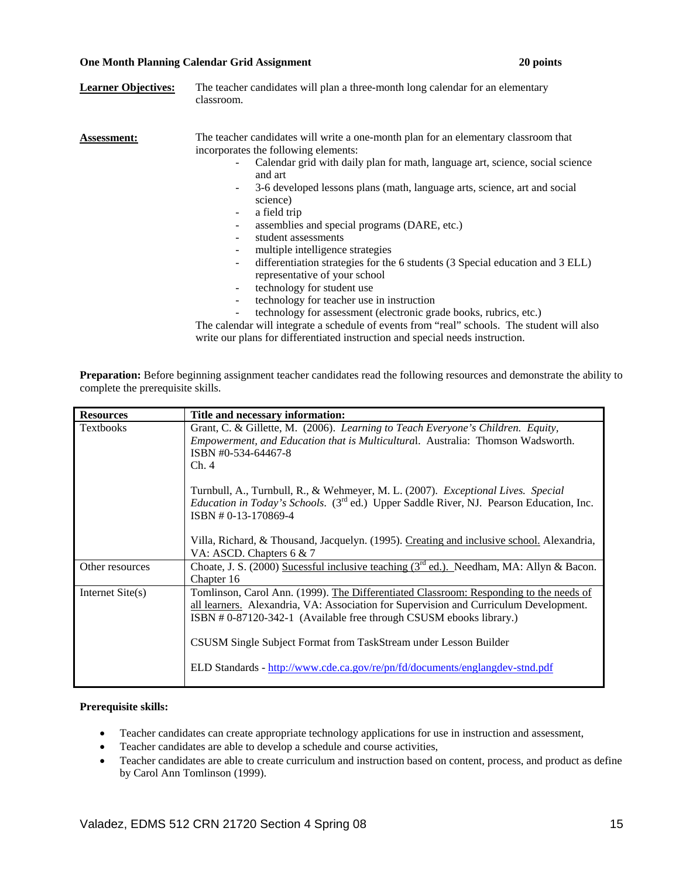**One Month Planning Calendar Grid Assignment** **20 points**

**Learner Objectives:** The teacher candidates will plan a three-month long calendar for an elementary classroom.

**Assessment:** The teacher candidates will write a one-month plan for an elementary classroom that incorporates the following elements:

- Calendar grid with daily plan for math, language art, science, social science and art
- 3-6 developed lessons plans (math, language arts, science, art and social science)
- a field trip
- assemblies and special programs (DARE, etc.)
- student assessments
- multiple intelligence strategies
- differentiation strategies for the 6 students (3 Special education and 3 ELL) representative of your school
- technology for student use
- technology for teacher use in instruction
- technology for assessment (electronic grade books, rubrics, etc.)

The calendar will integrate a schedule of events from "real" schools. The student will also write our plans for differentiated instruction and special needs instruction.

**Preparation:** Before beginning assignment teacher candidates read the following resources and demonstrate the ability to complete the prerequisite skills.

| Resources | Title and necessary information: |
|---|---|
| Textbooks | Grant, C. & Gillette, M. (2006). *Learning to Teach Everyone's Children. Equity, Empowerment, and Education that is Multicultural*. Australia: Thomson Wadsworth. ISBN #0-534-64467-8<br>Ch. 4<br><br>Turnbull, A., Turnbull, R., & Wehmeyer, M. L. (2007). *Exceptional Lives. Special Education in Today's Schools*. (3rd ed.) Upper Saddle River, NJ. Pearson Education, Inc. ISBN # 0-13-170869-4<br><br>Villa, Richard, & Thousand, Jacquelyn. (1995). Creating and inclusive school. Alexandria, VA: ASCD. Chapters 6 & 7 |
| Other resources | Choate, J. S. (2000) Sucessful inclusive teaching (3rd ed.). Needham, MA: Allyn & Bacon. Chapter 16 |
| Internet Site(s) | Tomlinson, Carol Ann. (1999). The Differentiated Classroom: Responding to the needs of all learners. Alexandria, VA: Association for Supervision and Curriculum Development. ISBN # 0-87120-342-1 (Available free through CSUSM ebooks library.)<br><br>CSUSM Single Subject Format from TaskStream under Lesson Builder<br><br>ELD Standards - http://www.cde.ca.gov/re/pn/fd/documents/englangdev-stnd.pdf |

**Prerequisite skills:**

- Teacher candidates can create appropriate technology applications for use in instruction and assessment,
- Teacher candidates are able to develop a schedule and course activities,
- Teacher candidates are able to create curriculum and instruction based on content, process, and product as define by Carol Ann Tomlinson (1999).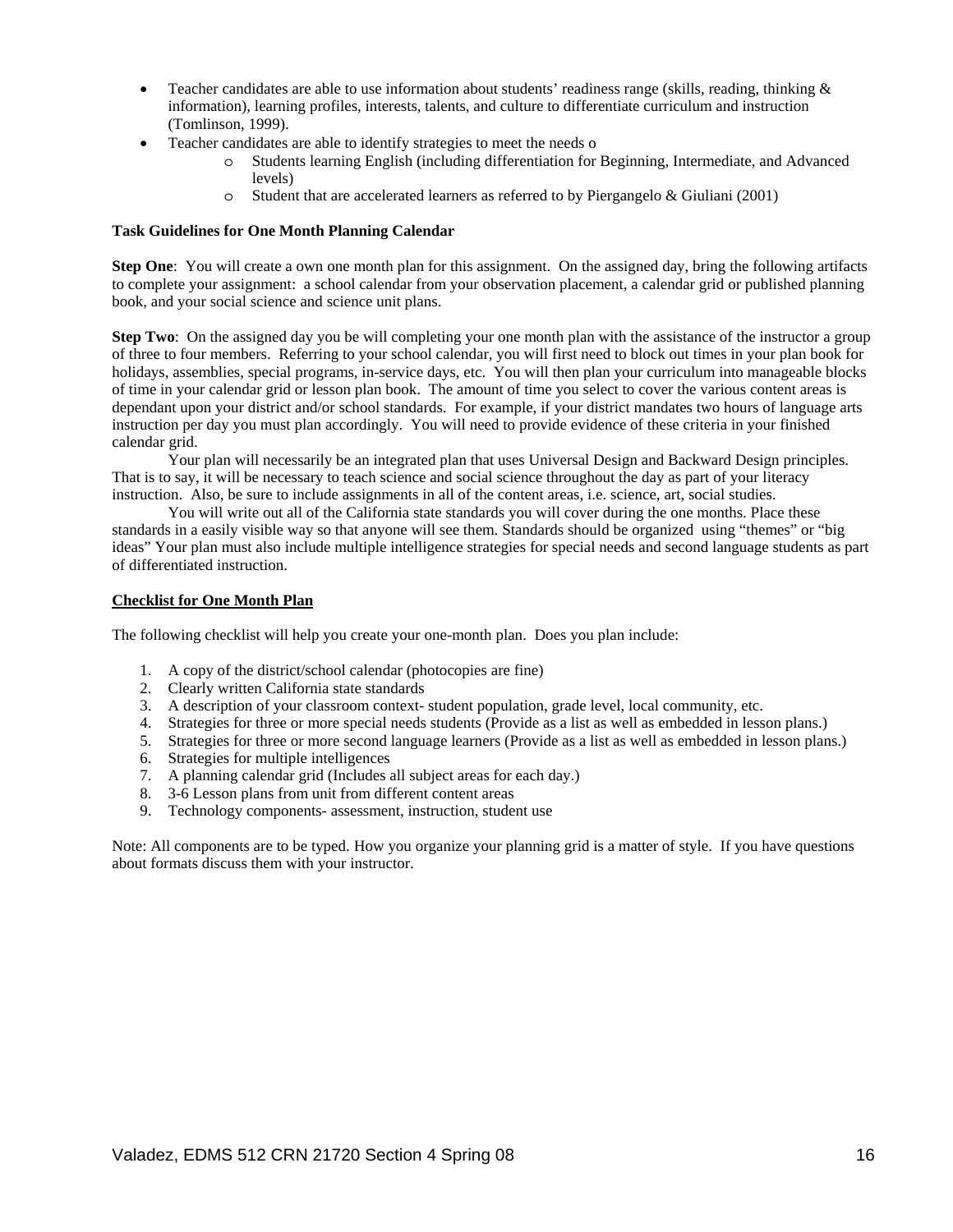- Teacher candidates are able to use information about students' readiness range (skills, reading, thinking & information), learning profiles, interests, talents, and culture to differentiate curriculum and instruction (Tomlinson, 1999).
- Teacher candidates are able to identify strategies to meet the needs o
  - Students learning English (including differentiation for Beginning, Intermediate, and Advanced levels)
  - Student that are accelerated learners as referred to by Piergangelo & Giuliani (2001)

**Task Guidelines for One Month Planning Calendar**

**Step One**: You will create a own one month plan for this assignment. On the assigned day, bring the following artifacts to complete your assignment: a school calendar from your observation placement, a calendar grid or published planning book, and your social science and science unit plans.

**Step Two**: On the assigned day you be will completing your one month plan with the assistance of the instructor a group of three to four members. Referring to your school calendar, you will first need to block out times in your plan book for holidays, assemblies, special programs, in-service days, etc. You will then plan your curriculum into manageable blocks of time in your calendar grid or lesson plan book. The amount of time you select to cover the various content areas is dependant upon your district and/or school standards. For example, if your district mandates two hours of language arts instruction per day you must plan accordingly. You will need to provide evidence of these criteria in your finished calendar grid.

Your plan will necessarily be an integrated plan that uses Universal Design and Backward Design principles. That is to say, it will be necessary to teach science and social science throughout the day as part of your literacy instruction. Also, be sure to include assignments in all of the content areas, i.e. science, art, social studies.

You will write out all of the California state standards you will cover during the one months. Place these standards in a easily visible way so that anyone will see them. Standards should be organized using "themes" or "big ideas" Your plan must also include multiple intelligence strategies for special needs and second language students as part of differentiated instruction.

**Checklist for One Month Plan**

The following checklist will help you create your one-month plan. Does you plan include:

1. A copy of the district/school calendar (photocopies are fine)
2. Clearly written California state standards
3. A description of your classroom context- student population, grade level, local community, etc.
4. Strategies for three or more special needs students (Provide as a list as well as embedded in lesson plans.)
5. Strategies for three or more second language learners (Provide as a list as well as embedded in lesson plans.)
6. Strategies for multiple intelligences
7. A planning calendar grid (Includes all subject areas for each day.)
8. 3-6 Lesson plans from unit from different content areas
9. Technology components- assessment, instruction, student use

Note: All components are to be typed. How you organize your planning grid is a matter of style. If you have questions about formats discuss them with your instructor.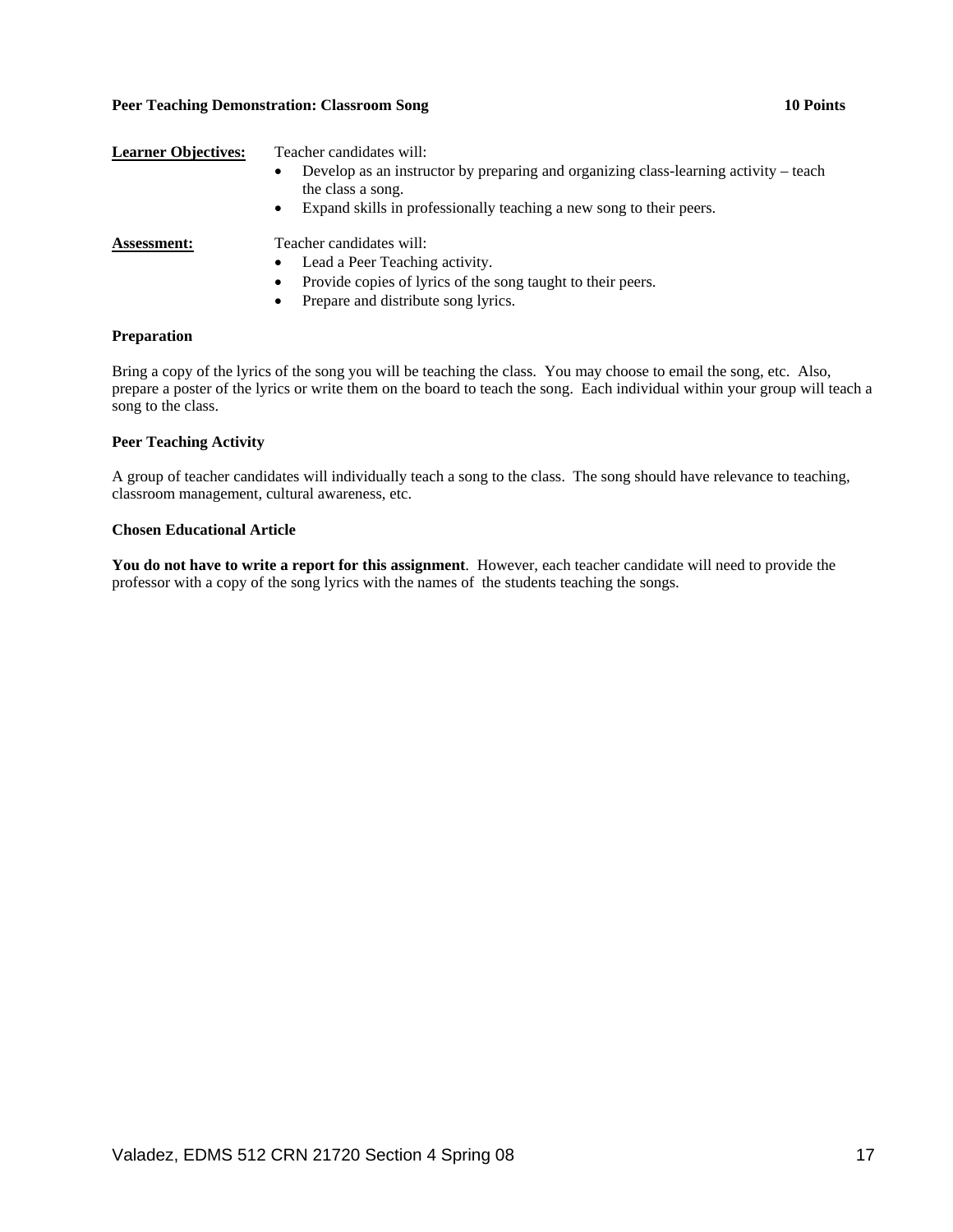**Peer Teaching Demonstration: Classroom Song** **10 Points**

**Learner Objectives:** Teacher candidates will:

- Develop as an instructor by preparing and organizing class-learning activity – teach the class a song.
- Expand skills in professionally teaching a new song to their peers.

**Assessment:** Teacher candidates will:

- Lead a Peer Teaching activity.
- Provide copies of lyrics of the song taught to their peers.
- Prepare and distribute song lyrics.

**Preparation**

Bring a copy of the lyrics of the song you will be teaching the class. You may choose to email the song, etc. Also, prepare a poster of the lyrics or write them on the board to teach the song. Each individual within your group will teach a song to the class.

**Peer Teaching Activity**

A group of teacher candidates will individually teach a song to the class. The song should have relevance to teaching, classroom management, cultural awareness, etc.

**Chosen Educational Article**

**You do not have to write a report for this assignment**. However, each teacher candidate will need to provide the professor with a copy of the song lyrics with the names of the students teaching the songs.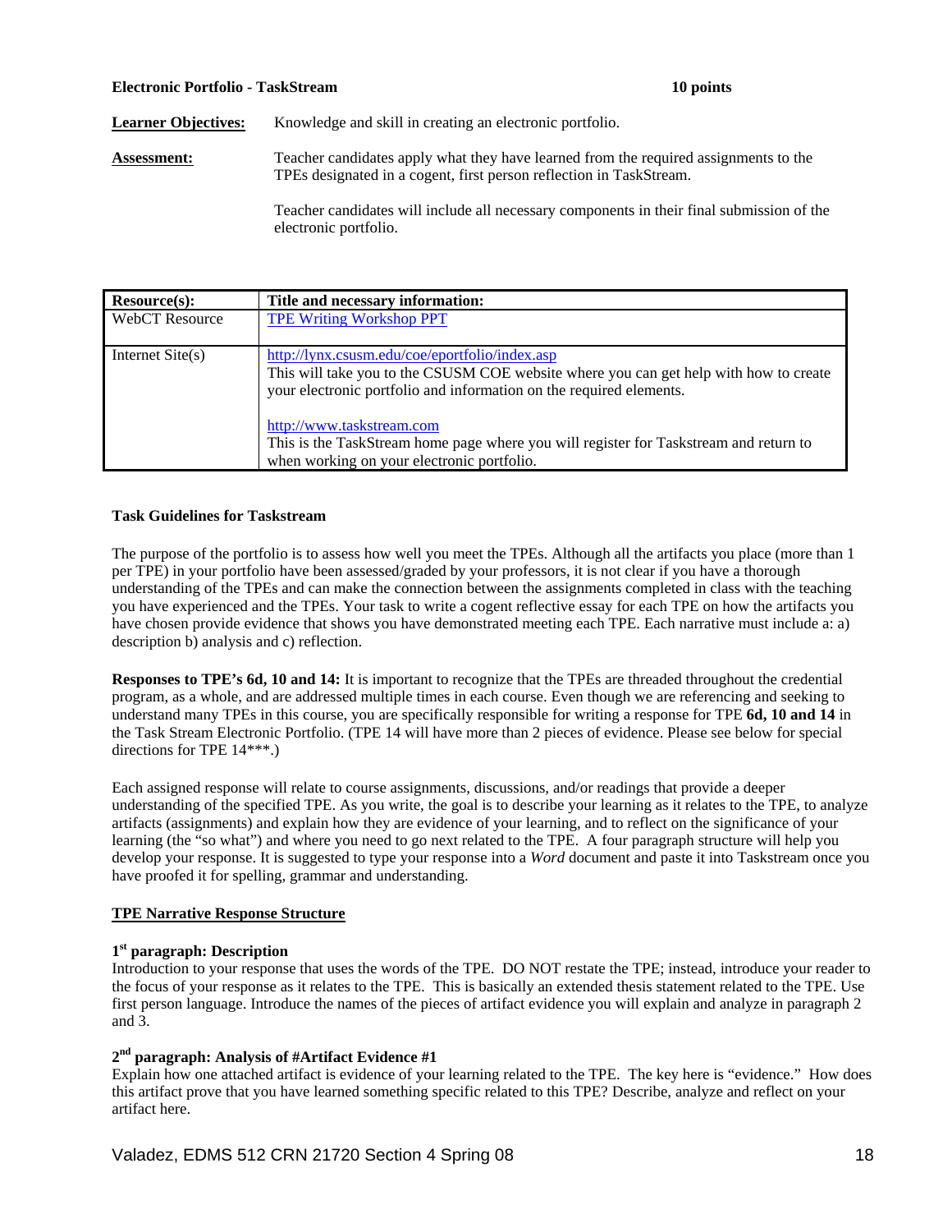**Electronic Portfolio - TaskStream** **10 points**

**Learner Objectives:** Knowledge and skill in creating an electronic portfolio.

**Assessment:** Teacher candidates apply what they have learned from the required assignments to the TPEs designated in a cogent, first person reflection in TaskStream.

Teacher candidates will include all necessary components in their final submission of the electronic portfolio.

| Resource(s): | Title and necessary information: |
|---|---|
| WebCT Resource | TPE Writing Workshop PPT |
| Internet Site(s) | http://lynx.csusm.edu/coe/eportfolio/index.asp<br>This will take you to the CSUSM COE website where you can get help with how to create your electronic portfolio and information on the required elements.<br><br>http://www.taskstream.com<br>This is the TaskStream home page where you will register for Taskstream and return to when working on your electronic portfolio. |

**Task Guidelines for Taskstream**

The purpose of the portfolio is to assess how well you meet the TPEs. Although all the artifacts you place (more than 1 per TPE) in your portfolio have been assessed/graded by your professors, it is not clear if you have a thorough understanding of the TPEs and can make the connection between the assignments completed in class with the teaching you have experienced and the TPEs. Your task to write a cogent reflective essay for each TPE on how the artifacts you have chosen provide evidence that shows you have demonstrated meeting each TPE. Each narrative must include a: a) description b) analysis and c) reflection.

**Responses to TPE's 6d, 10 and 14:** It is important to recognize that the TPEs are threaded throughout the credential program, as a whole, and are addressed multiple times in each course. Even though we are referencing and seeking to understand many TPEs in this course, you are specifically responsible for writing a response for TPE **6d, 10 and 14** in the Task Stream Electronic Portfolio. (TPE 14 will have more than 2 pieces of evidence. Please see below for special directions for TPE 14***.)

Each assigned response will relate to course assignments, discussions, and/or readings that provide a deeper understanding of the specified TPE. As you write, the goal is to describe your learning as it relates to the TPE, to analyze artifacts (assignments) and explain how they are evidence of your learning, and to reflect on the significance of your learning (the "so what") and where you need to go next related to the TPE. A four paragraph structure will help you develop your response. It is suggested to type your response into a *Word* document and paste it into Taskstream once you have proofed it for spelling, grammar and understanding.

**TPE Narrative Response Structure**

**1st paragraph: Description**
Introduction to your response that uses the words of the TPE. DO NOT restate the TPE; instead, introduce your reader to the focus of your response as it relates to the TPE. This is basically an extended thesis statement related to the TPE. Use first person language. Introduce the names of the pieces of artifact evidence you will explain and analyze in paragraph 2 and 3.

**2nd paragraph: Analysis of #Artifact Evidence #1**
Explain how one attached artifact is evidence of your learning related to the TPE. The key here is "evidence." How does this artifact prove that you have learned something specific related to this TPE? Describe, analyze and reflect on your artifact here.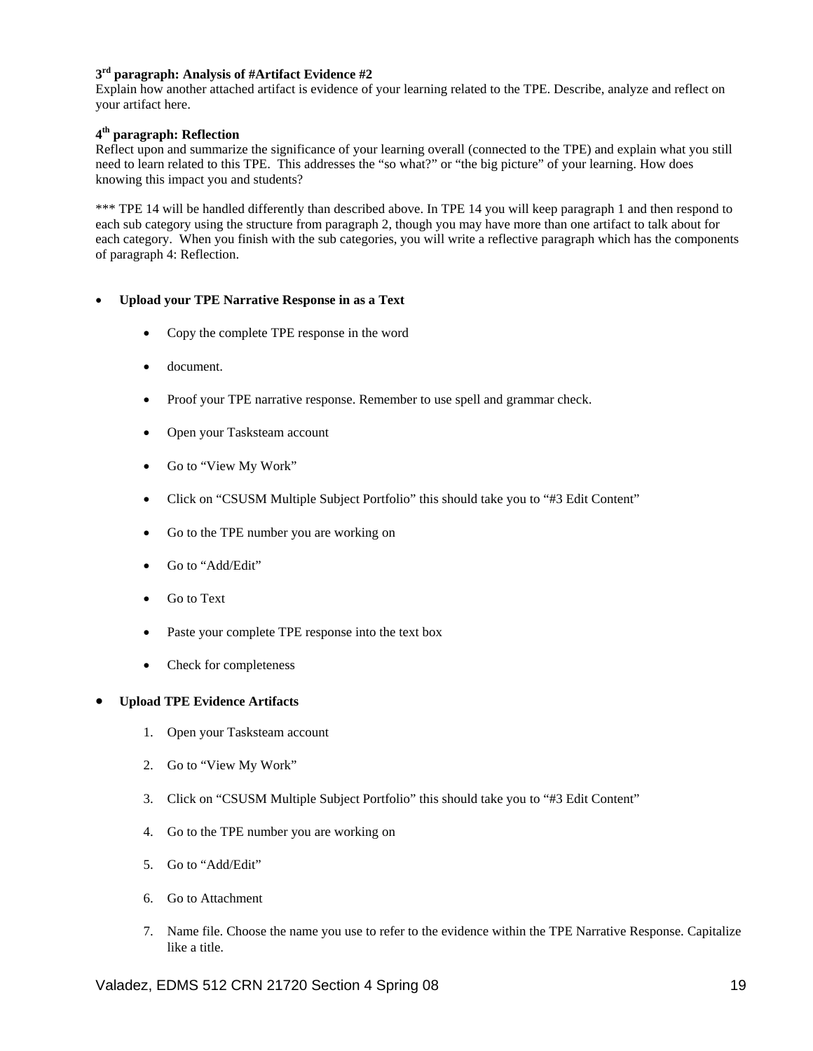**3rd paragraph: Analysis of #Artifact Evidence #2**
Explain how another attached artifact is evidence of your learning related to the TPE. Describe, analyze and reflect on your artifact here.

**4th paragraph: Reflection**
Reflect upon and summarize the significance of your learning overall (connected to the TPE) and explain what you still need to learn related to this TPE. This addresses the "so what?" or "the big picture" of your learning. How does knowing this impact you and students?

*** TPE 14 will be handled differently than described above. In TPE 14 you will keep paragraph 1 and then respond to each sub category using the structure from paragraph 2, though you may have more than one artifact to talk about for each category. When you finish with the sub categories, you will write a reflective paragraph which has the components of paragraph 4: Reflection.

- **Upload your TPE Narrative Response in as a Text**
  - Copy the complete TPE response in the word
  - document.
  - Proof your TPE narrative response. Remember to use spell and grammar check.
  - Open your Tasksteam account
  - Go to "View My Work"
  - Click on "CSUSM Multiple Subject Portfolio" this should take you to "#3 Edit Content"
  - Go to the TPE number you are working on
  - Go to "Add/Edit"
  - Go to Text
  - Paste your complete TPE response into the text box
  - Check for completeness

- **Upload TPE Evidence Artifacts**
  1. Open your Tasksteam account
  2. Go to "View My Work"
  3. Click on "CSUSM Multiple Subject Portfolio" this should take you to "#3 Edit Content"
  4. Go to the TPE number you are working on
  5. Go to "Add/Edit"
  6. Go to Attachment
  7. Name file. Choose the name you use to refer to the evidence within the TPE Narrative Response. Capitalize like a title.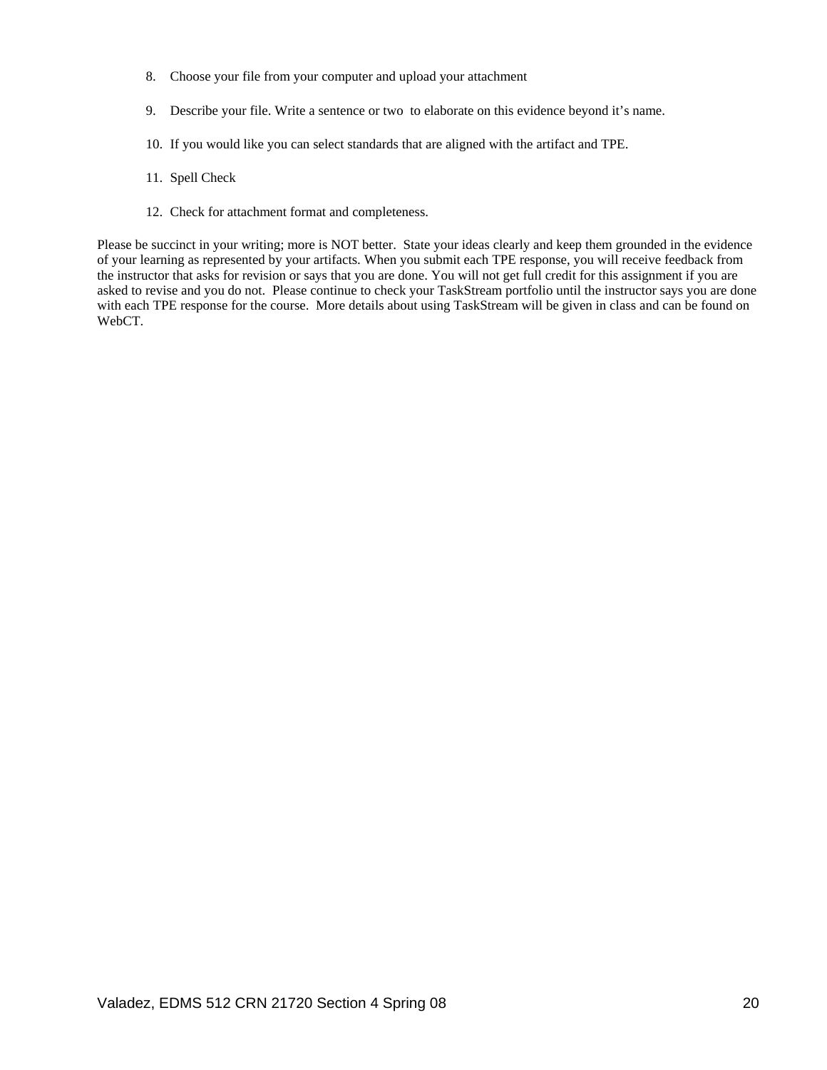8. Choose your file from your computer and upload your attachment

9. Describe your file. Write a sentence or two to elaborate on this evidence beyond it's name.

10. If you would like you can select standards that are aligned with the artifact and TPE.

11. Spell Check

12. Check for attachment format and completeness.

Please be succinct in your writing; more is NOT better. State your ideas clearly and keep them grounded in the evidence of your learning as represented by your artifacts. When you submit each TPE response, you will receive feedback from the instructor that asks for revision or says that you are done. You will not get full credit for this assignment if you are asked to revise and you do not. Please continue to check your TaskStream portfolio until the instructor says you are done with each TPE response for the course. More details about using TaskStream will be given in class and can be found on WebCT.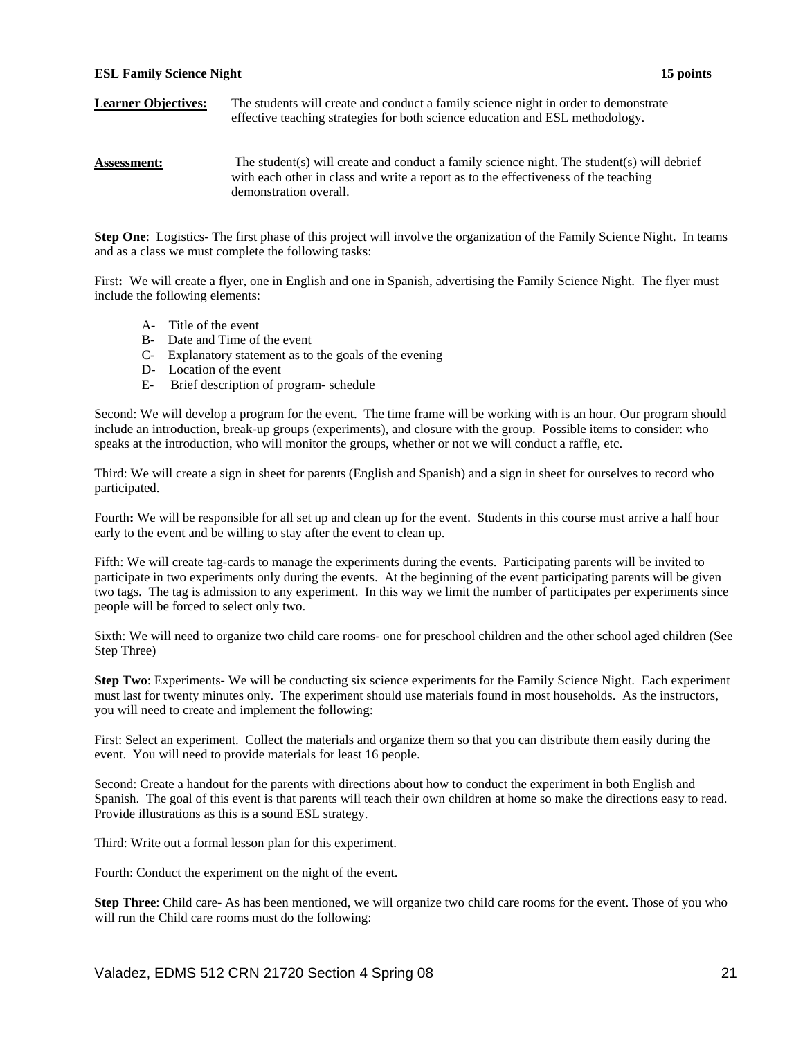**ESL Family Science Night** **15 points**

**Learner Objectives:** The students will create and conduct a family science night in order to demonstrate effective teaching strategies for both science education and ESL methodology.

**Assessment:** The student(s) will create and conduct a family science night. The student(s) will debrief with each other in class and write a report as to the effectiveness of the teaching demonstration overall.

**Step One**: Logistics- The first phase of this project will involve the organization of the Family Science Night. In teams and as a class we must complete the following tasks:

First**:** We will create a flyer, one in English and one in Spanish, advertising the Family Science Night. The flyer must include the following elements:

- A- Title of the event
- B- Date and Time of the event
- C- Explanatory statement as to the goals of the evening
- D- Location of the event
- E- Brief description of program- schedule

Second: We will develop a program for the event. The time frame will be working with is an hour. Our program should include an introduction, break-up groups (experiments), and closure with the group. Possible items to consider: who speaks at the introduction, who will monitor the groups, whether or not we will conduct a raffle, etc.

Third: We will create a sign in sheet for parents (English and Spanish) and a sign in sheet for ourselves to record who participated.

Fourth**:** We will be responsible for all set up and clean up for the event. Students in this course must arrive a half hour early to the event and be willing to stay after the event to clean up.

Fifth: We will create tag-cards to manage the experiments during the events. Participating parents will be invited to participate in two experiments only during the events. At the beginning of the event participating parents will be given two tags. The tag is admission to any experiment. In this way we limit the number of participates per experiments since people will be forced to select only two.

Sixth: We will need to organize two child care rooms- one for preschool children and the other school aged children (See Step Three)

**Step Two**: Experiments- We will be conducting six science experiments for the Family Science Night. Each experiment must last for twenty minutes only. The experiment should use materials found in most households. As the instructors, you will need to create and implement the following:

First: Select an experiment. Collect the materials and organize them so that you can distribute them easily during the event. You will need to provide materials for least 16 people.

Second: Create a handout for the parents with directions about how to conduct the experiment in both English and Spanish. The goal of this event is that parents will teach their own children at home so make the directions easy to read. Provide illustrations as this is a sound ESL strategy.

Third: Write out a formal lesson plan for this experiment.

Fourth: Conduct the experiment on the night of the event.

**Step Three**: Child care- As has been mentioned, we will organize two child care rooms for the event. Those of you who will run the Child care rooms must do the following: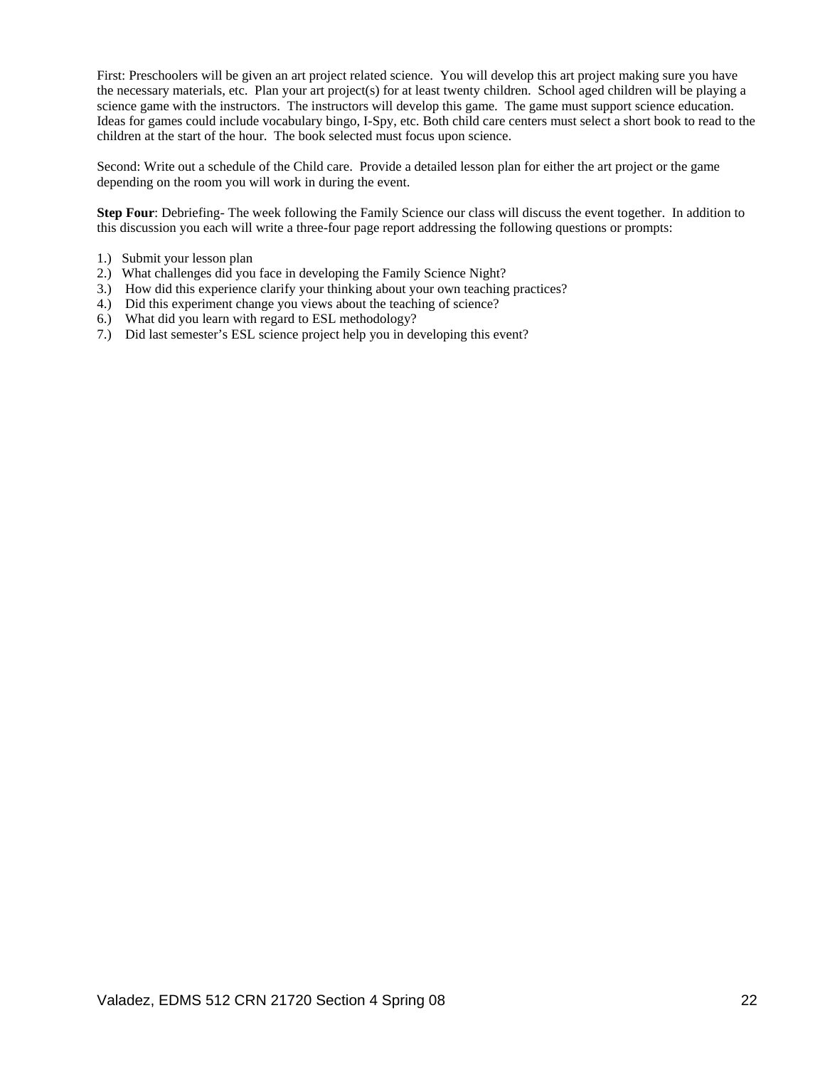First: Preschoolers will be given an art project related science. You will develop this art project making sure you have the necessary materials, etc. Plan your art project(s) for at least twenty children. School aged children will be playing a science game with the instructors. The instructors will develop this game. The game must support science education. Ideas for games could include vocabulary bingo, I-Spy, etc. Both child care centers must select a short book to read to the children at the start of the hour. The book selected must focus upon science.

Second: Write out a schedule of the Child care. Provide a detailed lesson plan for either the art project or the game depending on the room you will work in during the event.

**Step Four**: Debriefing- The week following the Family Science our class will discuss the event together. In addition to this discussion you each will write a three-four page report addressing the following questions or prompts:

1.) Submit your lesson plan
2.) What challenges did you face in developing the Family Science Night?
3.) How did this experience clarify your thinking about your own teaching practices?
4.) Did this experiment change you views about the teaching of science?
6.) What did you learn with regard to ESL methodology?
7.) Did last semester's ESL science project help you in developing this event?